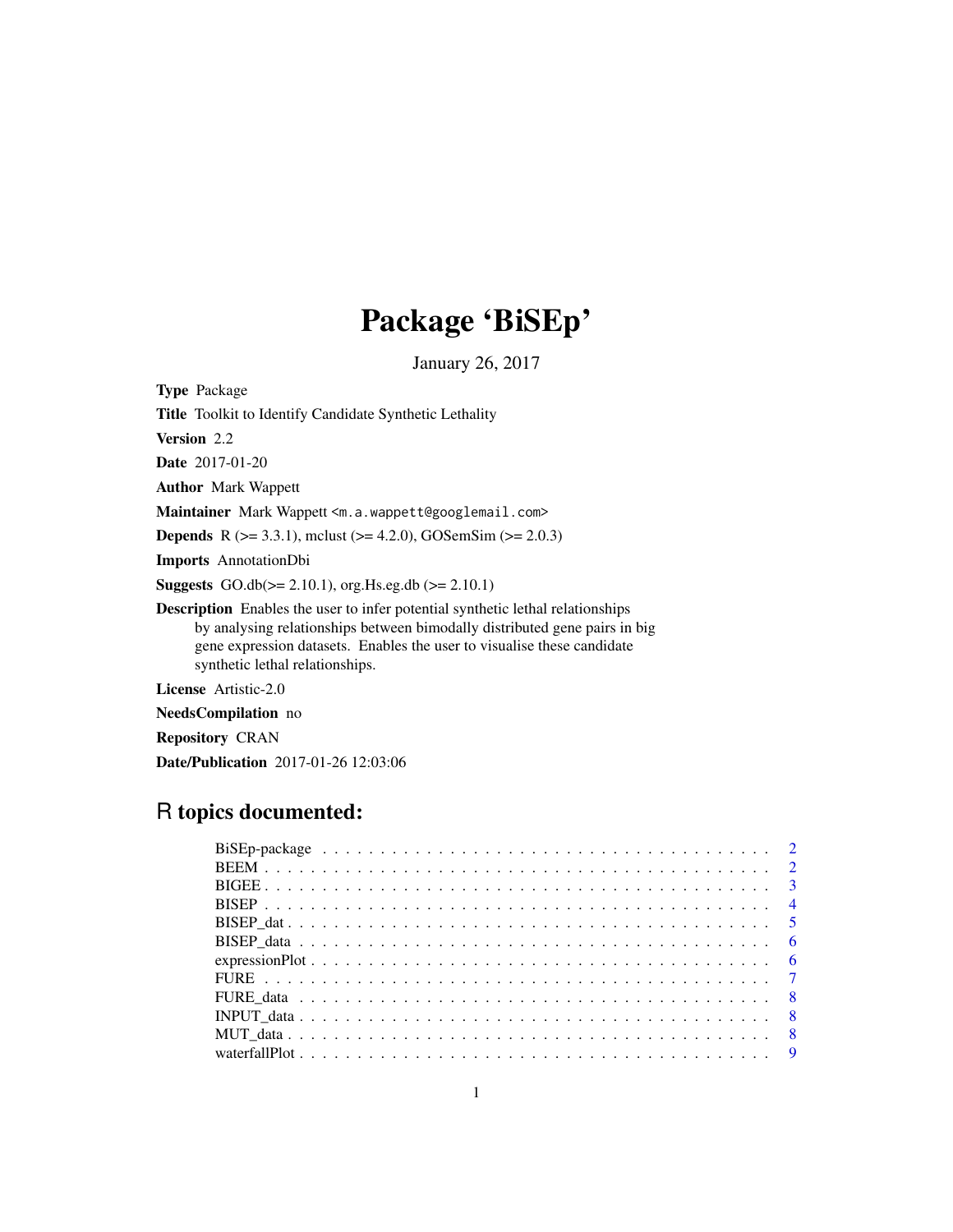# Package 'BiSEp'

January 26, 2017

**Type** Package

**Title** Toolkit to Identify Candidate Synthetic Lethality

**Version** 2.2

**Date** 2017-01-20

**Author** Mark Wappett

**Maintainer** Mark Wappett <m.a.wappett@googlemail.com>

**Depends** R (>= 3.3.1), mclust (>= 4.2.0), GOSemSim (>= 2.0.3)

**Imports** AnnotationDbi

**Suggests** GO.db(>= 2.10.1), org.Hs.eg.db (>= 2.10.1)

**Description** Enables the user to infer potential synthetic lethal relationships by analysing relationships between bimodally distributed gene pairs in big gene expression datasets. Enables the user to visualise these candidate synthetic lethal relationships.

**License** Artistic-2.0

**NeedsCompilation** no

**Repository** CRAN

**Date/Publication** 2017-01-26 12:03:06

## R topics documented:

- BiSEp-package . . . . . . . . . . . . . . . . . . . . . . . . . . . . . . . . . . . . . . . . 2
- BEEM . . . . . . . . . . . . . . . . . . . . . . . . . . . . . . . . . . . . . . . . . . . . . 2
- BIGEE . . . . . . . . . . . . . . . . . . . . . . . . . . . . . . . . . . . . . . . . . . . . . 3
- BISEP . . . . . . . . . . . . . . . . . . . . . . . . . . . . . . . . . . . . . . . . . . . . . 4
- BISEP_dat . . . . . . . . . . . . . . . . . . . . . . . . . . . . . . . . . . . . . . . . . . 5
- BISEP_data . . . . . . . . . . . . . . . . . . . . . . . . . . . . . . . . . . . . . . . . . 6
- expressionPlot . . . . . . . . . . . . . . . . . . . . . . . . . . . . . . . . . . . . . . . 6
- FURE . . . . . . . . . . . . . . . . . . . . . . . . . . . . . . . . . . . . . . . . . . . . . 7
- FURE_data . . . . . . . . . . . . . . . . . . . . . . . . . . . . . . . . . . . . . . . . . . 8
- INPUT_data . . . . . . . . . . . . . . . . . . . . . . . . . . . . . . . . . . . . . . . . . 8
- MUT_data . . . . . . . . . . . . . . . . . . . . . . . . . . . . . . . . . . . . . . . . . . 8
- waterfallPlot . . . . . . . . . . . . . . . . . . . . . . . . . . . . . . . . . . . . . . . . 9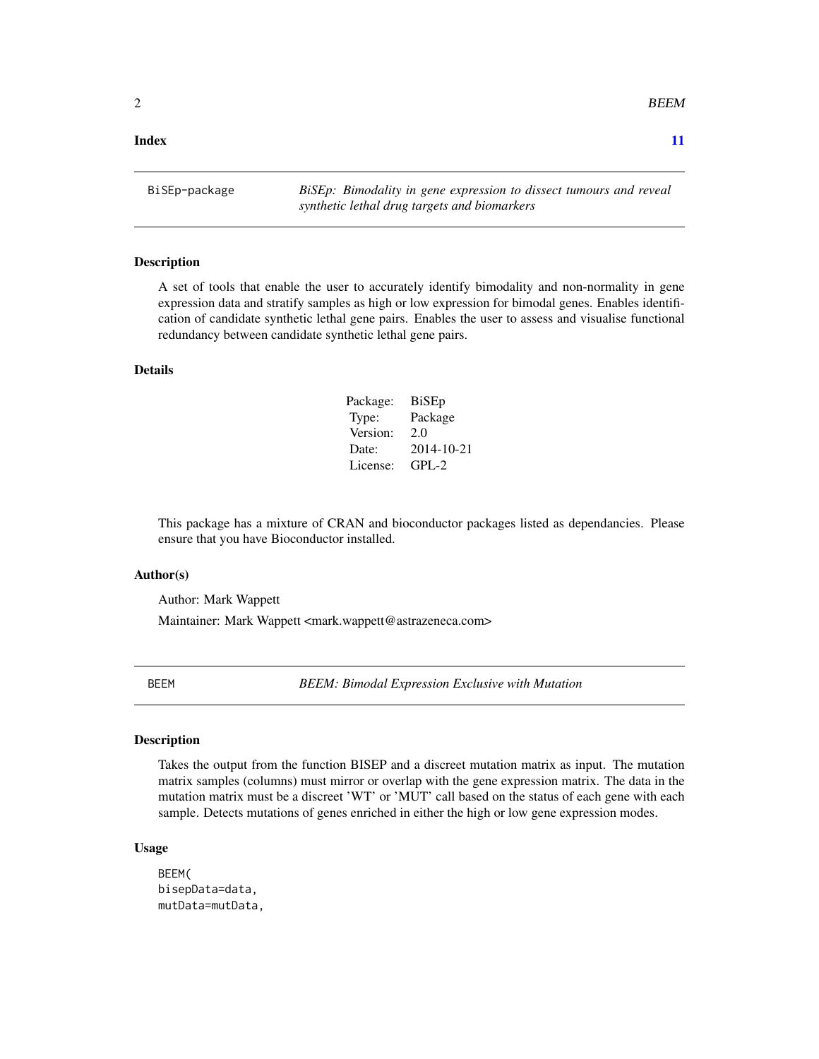**Index** 11

BiSEp-package *BiSEp: Bimodality in gene expression to dissect tumours and reveal synthetic lethal drug targets and biomarkers*

### Description

A set of tools that enable the user to accurately identify bimodality and non-normality in gene expression data and stratify samples as high or low expression for bimodal genes. Enables identification of candidate synthetic lethal gene pairs. Enables the user to assess and visualise functional redundancy between candidate synthetic lethal gene pairs.

### Details

| | |
|---|---|
| Package: | BiSEp |
| Type: | Package |
| Version: | 2.0 |
| Date: | 2014-10-21 |
| License: | GPL-2 |

This package has a mixture of CRAN and bioconductor packages listed as dependancies. Please ensure that you have Bioconductor installed.

### Author(s)

Author: Mark Wappett

Maintainer: Mark Wappett <mark.wappett@astrazeneca.com>

BEEM *BEEM: Bimodal Expression Exclusive with Mutation*

### Description

Takes the output from the function BISEP and a discreet mutation matrix as input. The mutation matrix samples (columns) must mirror or overlap with the gene expression matrix. The data in the mutation matrix must be a discreet 'WT' or 'MUT' call based on the status of each gene with each sample. Detects mutations of genes enriched in either the high or low gene expression modes.

### Usage

```
BEEM(
bisepData=data,
mutData=mutData,
```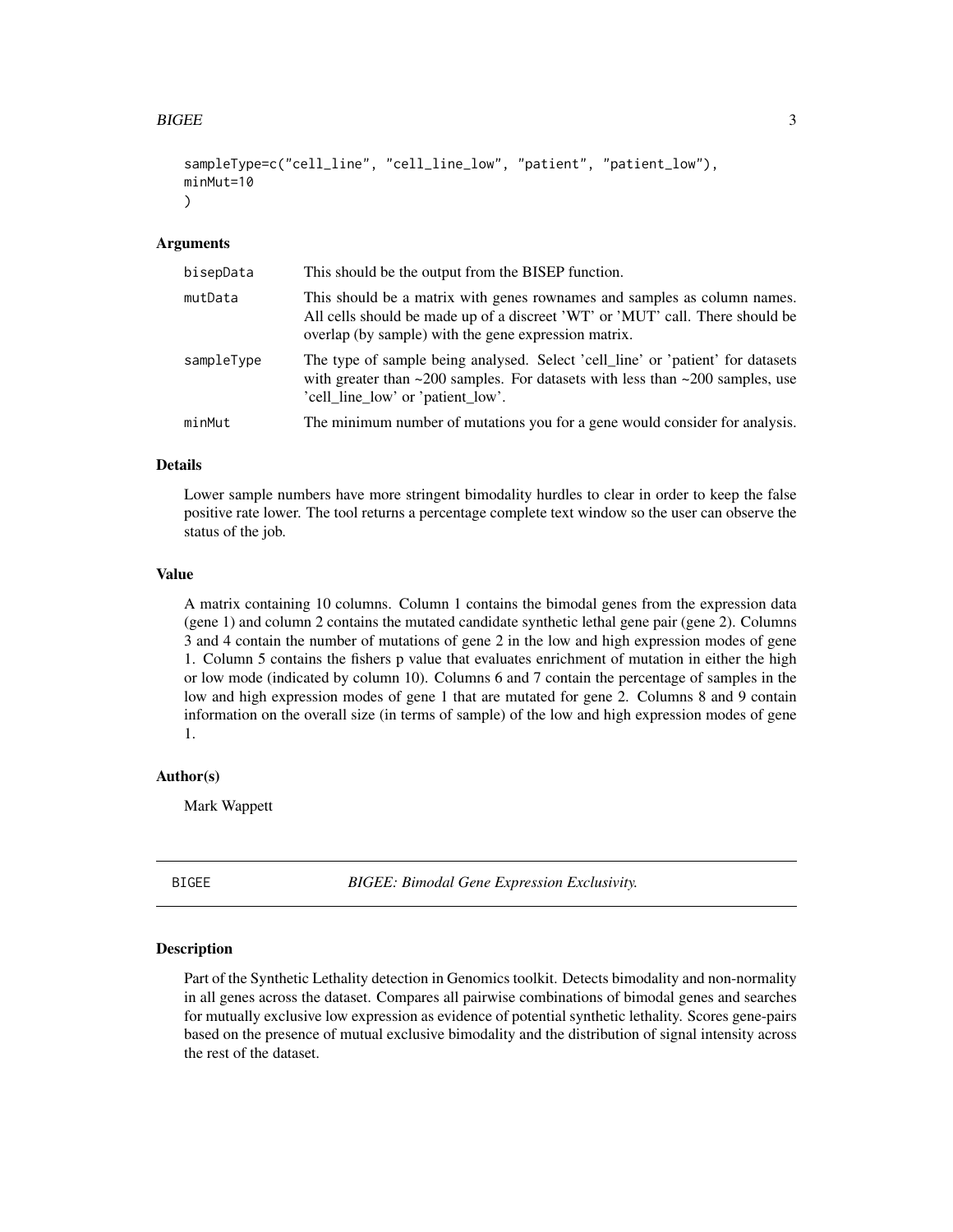```
sampleType=c("cell_line", "cell_line_low", "patient", "patient_low"),
minMut=10
)
```

### Arguments

| | |
|---|---|
| bisepData | This should be the output from the BISEP function. |
| mutData | This should be a matrix with genes rownames and samples as column names. All cells should be made up of a discreet 'WT' or 'MUT' call. There should be overlap (by sample) with the gene expression matrix. |
| sampleType | The type of sample being analysed. Select 'cell_line' or 'patient' for datasets with greater than ~200 samples. For datasets with less than ~200 samples, use 'cell_line_low' or 'patient_low'. |
| minMut | The minimum number of mutations you for a gene would consider for analysis. |

### Details

Lower sample numbers have more stringent bimodality hurdles to clear in order to keep the false positive rate lower. The tool returns a percentage complete text window so the user can observe the status of the job.

### Value

A matrix containing 10 columns. Column 1 contains the bimodal genes from the expression data (gene 1) and column 2 contains the mutated candidate synthetic lethal gene pair (gene 2). Columns 3 and 4 contain the number of mutations of gene 2 in the low and high expression modes of gene 1. Column 5 contains the fishers p value that evaluates enrichment of mutation in either the high or low mode (indicated by column 10). Columns 6 and 7 contain the percentage of samples in the low and high expression modes of gene 1 that are mutated for gene 2. Columns 8 and 9 contain information on the overall size (in terms of sample) of the low and high expression modes of gene 1.

### Author(s)

Mark Wappett

---

## BIGEE — *BIGEE: Bimodal Gene Expression Exclusivity.*

### Description

Part of the Synthetic Lethality detection in Genomics toolkit. Detects bimodality and non-normality in all genes across the dataset. Compares all pairwise combinations of bimodal genes and searches for mutually exclusive low expression as evidence of potential synthetic lethality. Scores gene-pairs based on the presence of mutual exclusive bimodality and the distribution of signal intensity across the rest of the dataset.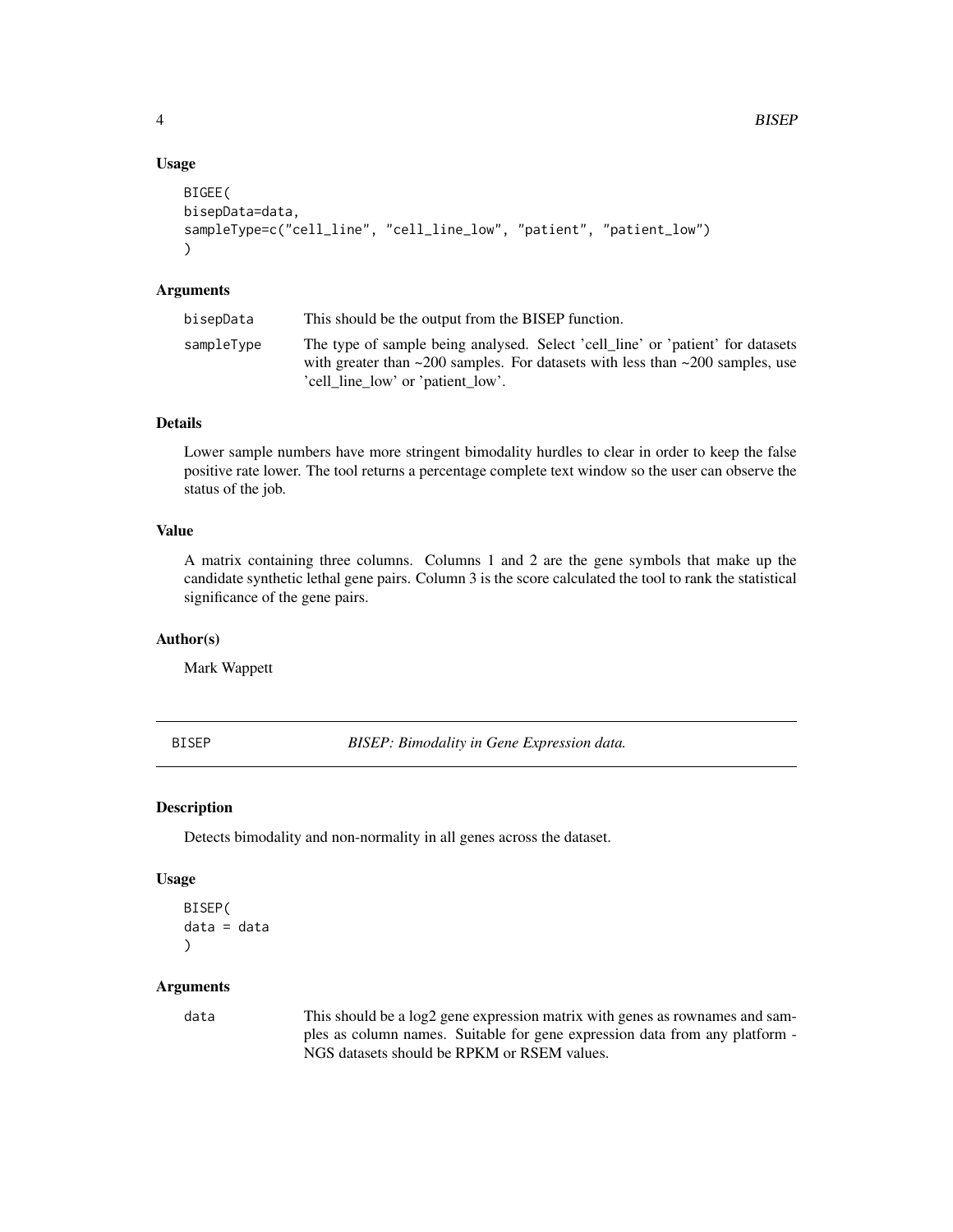### Usage

```
BIGEE(
bisepData=data,
sampleType=c("cell_line", "cell_line_low", "patient", "patient_low")
)
```

### Arguments

| | |
|---|---|
| bisepData | This should be the output from the BISEP function. |
| sampleType | The type of sample being analysed. Select 'cell_line' or 'patient' for datasets with greater than ~200 samples. For datasets with less than ~200 samples, use 'cell_line_low' or 'patient_low'. |

### Details

Lower sample numbers have more stringent bimodality hurdles to clear in order to keep the false positive rate lower. The tool returns a percentage complete text window so the user can observe the status of the job.

### Value

A matrix containing three columns. Columns 1 and 2 are the gene symbols that make up the candidate synthetic lethal gene pairs. Column 3 is the score calculated the tool to rank the statistical significance of the gene pairs.

### Author(s)

Mark Wappett

---

## BISEP — *BISEP: Bimodality in Gene Expression data.*

---

### Description

Detects bimodality and non-normality in all genes across the dataset.

### Usage

```
BISEP(
data = data
)
```

### Arguments

| | |
|---|---|
| data | This should be a log2 gene expression matrix with genes as rownames and samples as column names. Suitable for gene expression data from any platform - NGS datasets should be RPKM or RSEM values. |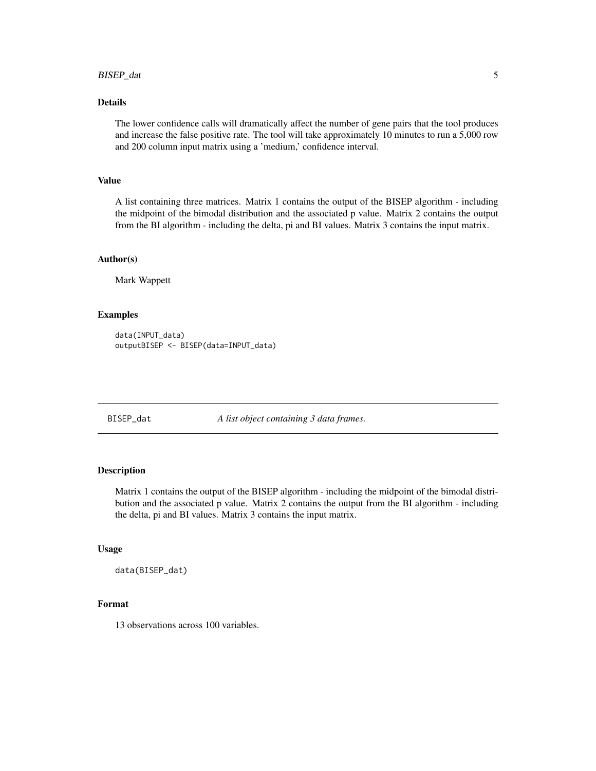### Details

The lower confidence calls will dramatically affect the number of gene pairs that the tool produces and increase the false positive rate. The tool will take approximately 10 minutes to run a 5,000 row and 200 column input matrix using a 'medium,' confidence interval.

### Value

A list containing three matrices. Matrix 1 contains the output of the BISEP algorithm - including the midpoint of the bimodal distribution and the associated p value. Matrix 2 contains the output from the BI algorithm - including the delta, pi and BI values. Matrix 3 contains the input matrix.

### Author(s)

Mark Wappett

### Examples

```
data(INPUT_data)
outputBISEP <- BISEP(data=INPUT_data)
```

---

## BISEP_dat *A list object containing 3 data frames.*

---

### Description

Matrix 1 contains the output of the BISEP algorithm - including the midpoint of the bimodal distribution and the associated p value. Matrix 2 contains the output from the BI algorithm - including the delta, pi and BI values. Matrix 3 contains the input matrix.

### Usage

```
data(BISEP_dat)
```

### Format

13 observations across 100 variables.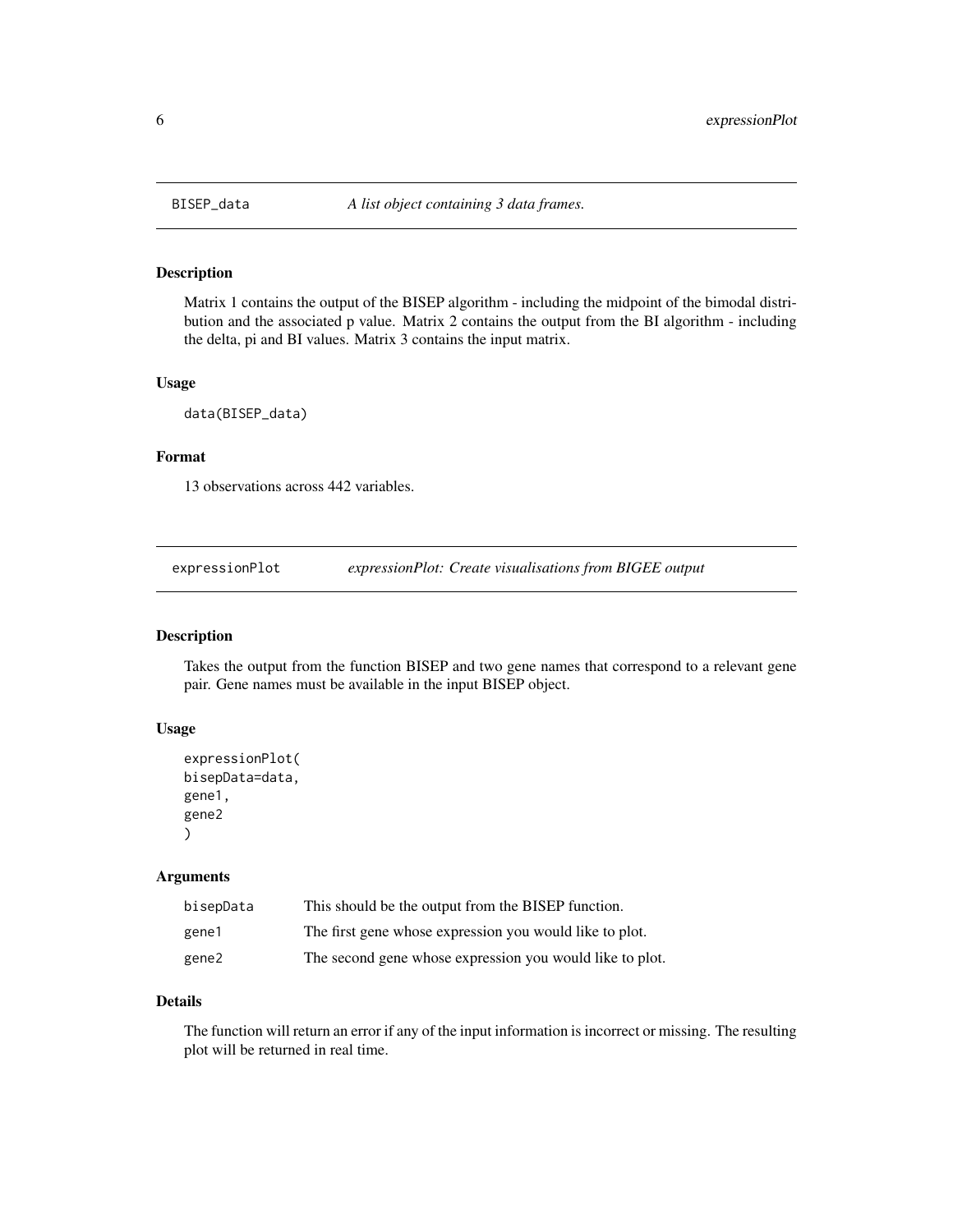## BISEP_data    *A list object containing 3 data frames.*

### Description

Matrix 1 contains the output of the BISEP algorithm - including the midpoint of the bimodal distribution and the associated p value. Matrix 2 contains the output from the BI algorithm - including the delta, pi and BI values. Matrix 3 contains the input matrix.

### Usage

```
data(BISEP_data)
```

### Format

13 observations across 442 variables.

## expressionPlot    *expressionPlot: Create visualisations from BIGEE output*

### Description

Takes the output from the function BISEP and two gene names that correspond to a relevant gene pair. Gene names must be available in the input BISEP object.

### Usage

```
expressionPlot(
bisepData=data,
gene1,
gene2
)
```

### Arguments

| | |
|---|---|
| bisepData | This should be the output from the BISEP function. |
| gene1 | The first gene whose expression you would like to plot. |
| gene2 | The second gene whose expression you would like to plot. |

### Details

The function will return an error if any of the input information is incorrect or missing. The resulting plot will be returned in real time.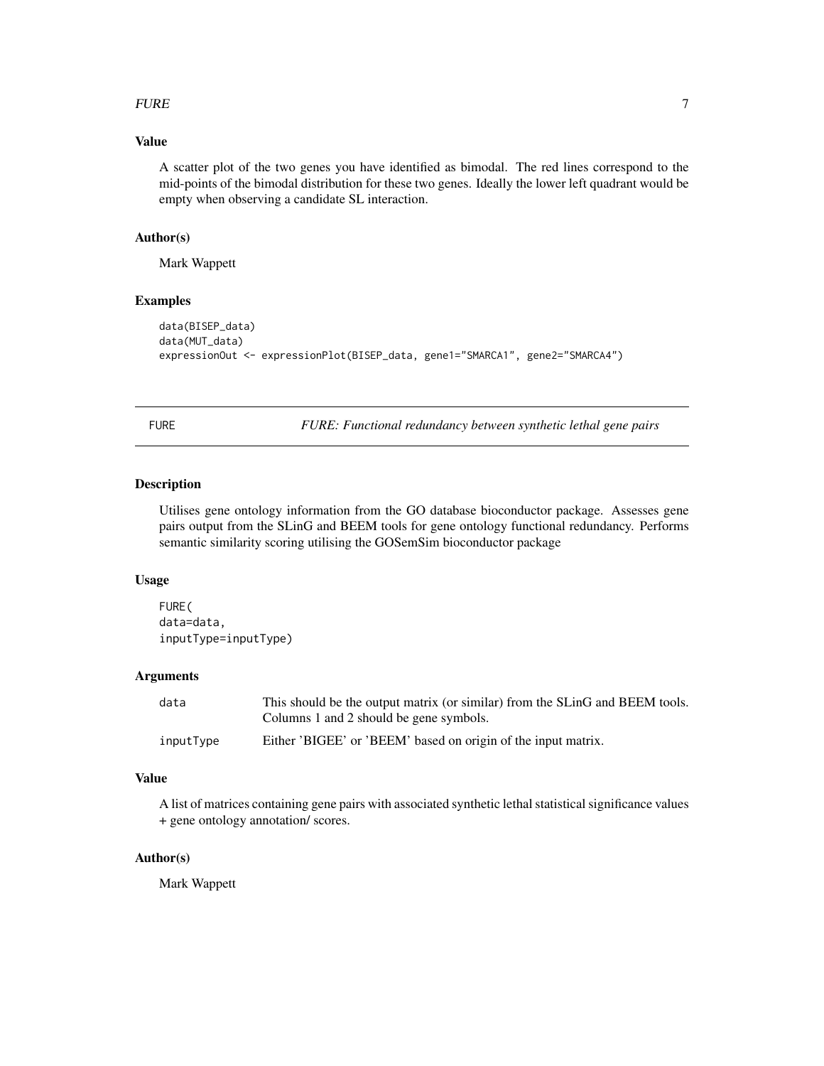### Value

A scatter plot of the two genes you have identified as bimodal. The red lines correspond to the mid-points of the bimodal distribution for these two genes. Ideally the lower left quadrant would be empty when observing a candidate SL interaction.

### Author(s)

Mark Wappett

### Examples

```
data(BISEP_data)
data(MUT_data)
expressionOut <- expressionPlot(BISEP_data, gene1="SMARCA1", gene2="SMARCA4")
```

## FURE — *FURE: Functional redundancy between synthetic lethal gene pairs*

### Description

Utilises gene ontology information from the GO database bioconductor package. Assesses gene pairs output from the SLinG and BEEM tools for gene ontology functional redundancy. Performs semantic similarity scoring utilising the GOSemSim bioconductor package

### Usage

```
FURE(
data=data,
inputType=inputType)
```

### Arguments

| | |
|---|---|
| `data` | This should be the output matrix (or similar) from the SLinG and BEEM tools. Columns 1 and 2 should be gene symbols. |
| `inputType` | Either 'BIGEE' or 'BEEM' based on origin of the input matrix. |

### Value

A list of matrices containing gene pairs with associated synthetic lethal statistical significance values + gene ontology annotation/ scores.

### Author(s)

Mark Wappett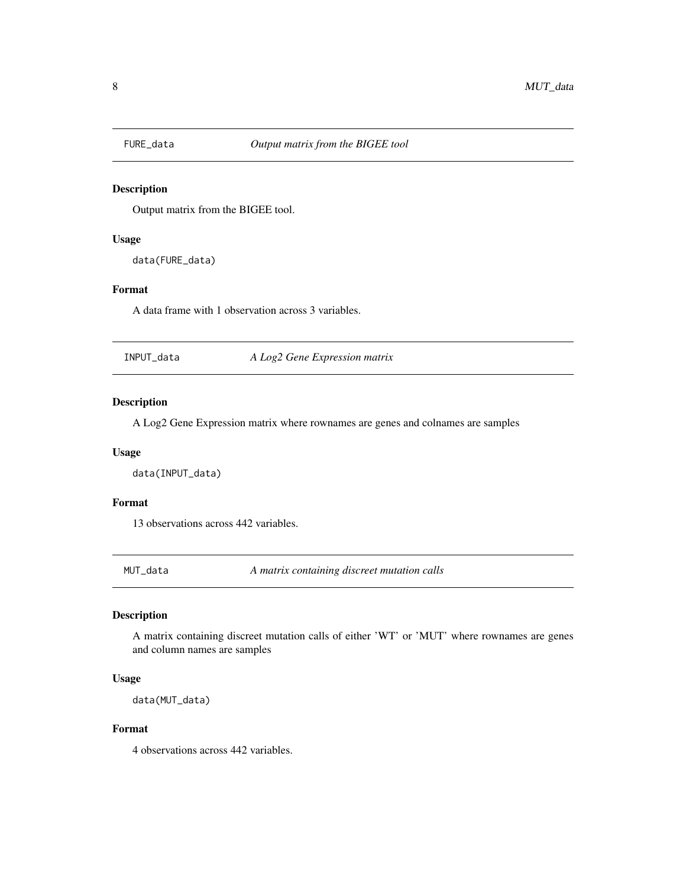## FURE_data — *Output matrix from the BIGEE tool*

### Description

Output matrix from the BIGEE tool.

### Usage

```
data(FURE_data)
```

### Format

A data frame with 1 observation across 3 variables.

## INPUT_data — *A Log2 Gene Expression matrix*

### Description

A Log2 Gene Expression matrix where rownames are genes and colnames are samples

### Usage

```
data(INPUT_data)
```

### Format

13 observations across 442 variables.

## MUT_data — *A matrix containing discreet mutation calls*

### Description

A matrix containing discreet mutation calls of either 'WT' or 'MUT' where rownames are genes and column names are samples

### Usage

```
data(MUT_data)
```

### Format

4 observations across 442 variables.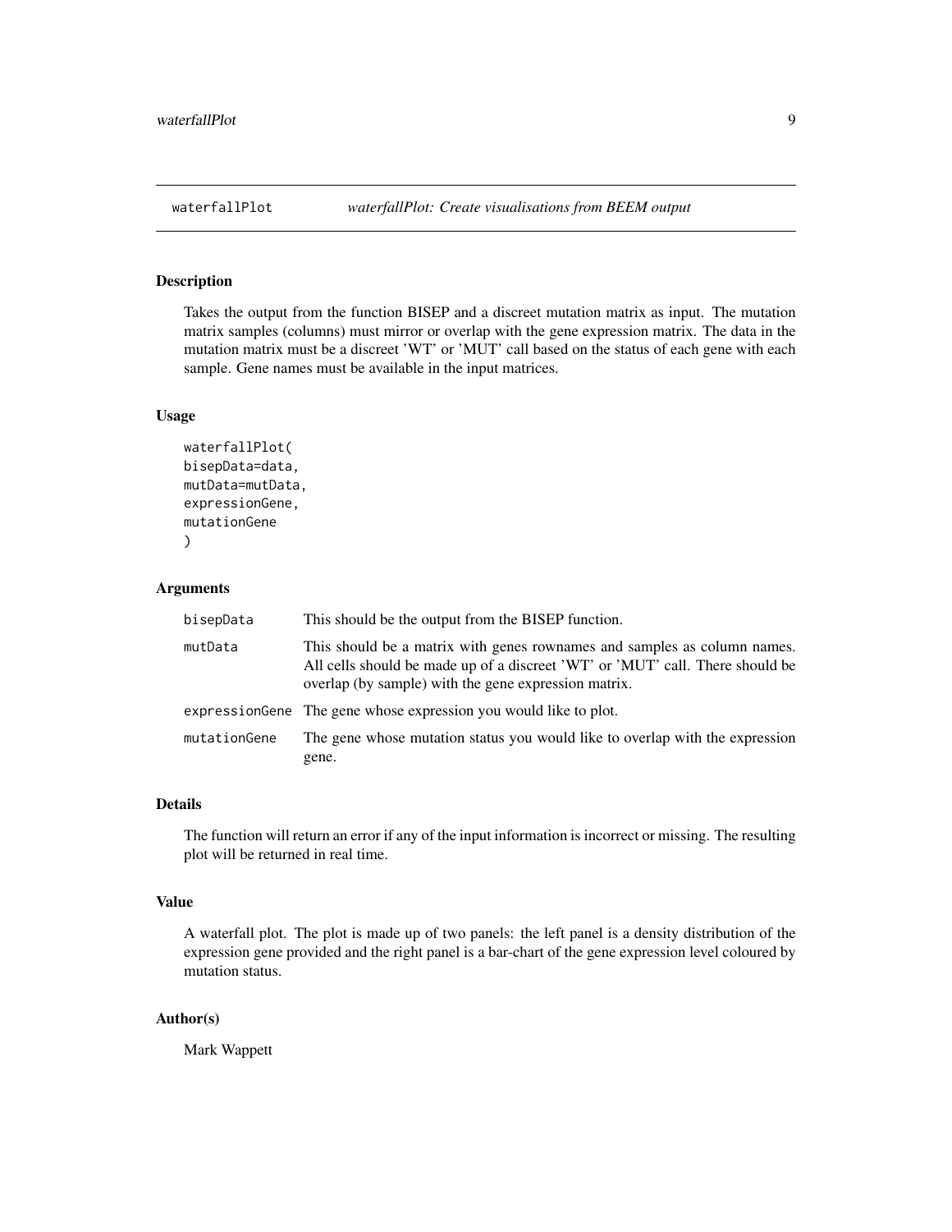## waterfallPlot — *waterfallPlot: Create visualisations from BEEM output*

### Description

Takes the output from the function BISEP and a discreet mutation matrix as input. The mutation matrix samples (columns) must mirror or overlap with the gene expression matrix. The data in the mutation matrix must be a discreet 'WT' or 'MUT' call based on the status of each gene with each sample. Gene names must be available in the input matrices.

### Usage

```
waterfallPlot(
bisepData=data,
mutData=mutData,
expressionGene,
mutationGene
)
```

### Arguments

| Argument | Description |
| --- | --- |
| `bisepData` | This should be the output from the BISEP function. |
| `mutData` | This should be a matrix with genes rownames and samples as column names. All cells should be made up of a discreet 'WT' or 'MUT' call. There should be overlap (by sample) with the gene expression matrix. |
| `expressionGene` | The gene whose expression you would like to plot. |
| `mutationGene` | The gene whose mutation status you would like to overlap with the expression gene. |

### Details

The function will return an error if any of the input information is incorrect or missing. The resulting plot will be returned in real time.

### Value

A waterfall plot. The plot is made up of two panels: the left panel is a density distribution of the expression gene provided and the right panel is a bar-chart of the gene expression level coloured by mutation status.

### Author(s)

Mark Wappett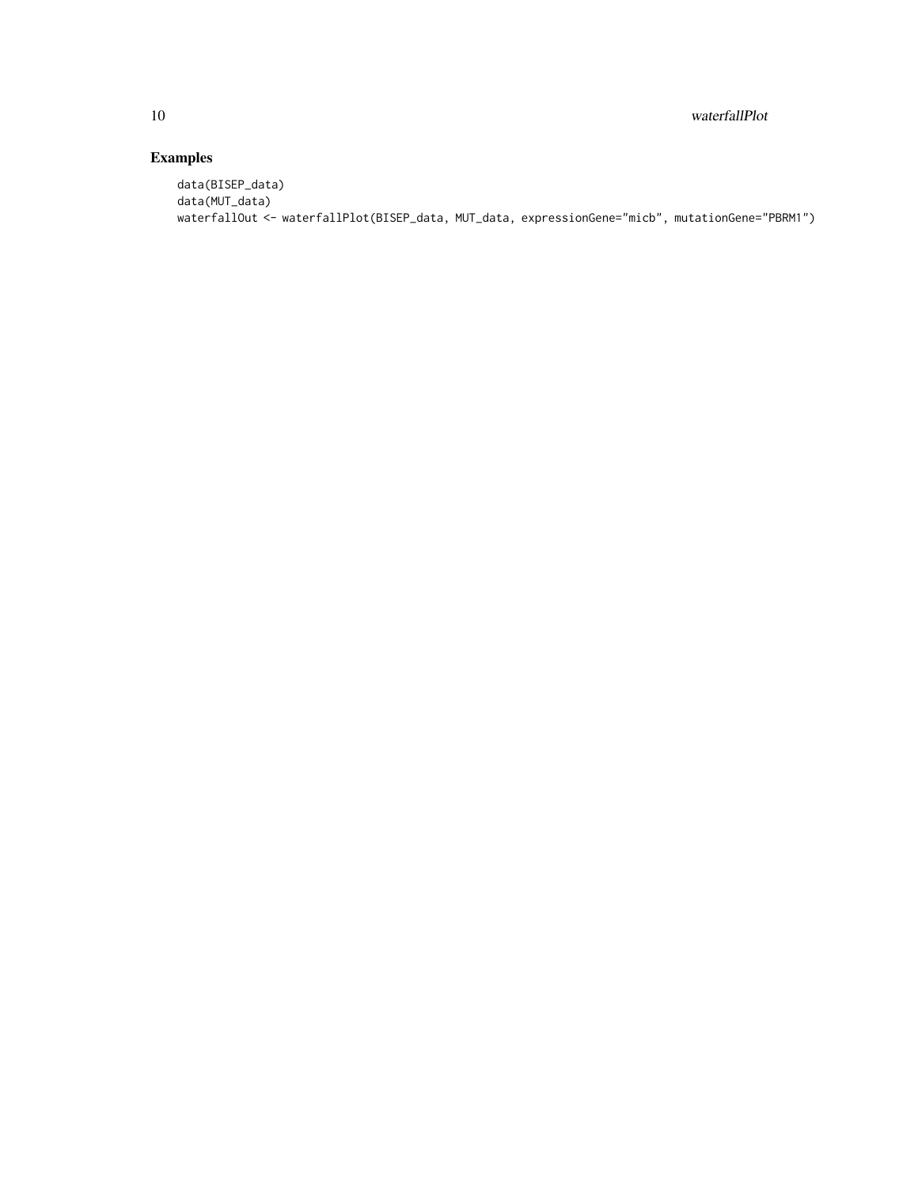## Examples

```
data(BISEP_data)
data(MUT_data)
waterfallOut <- waterfallPlot(BISEP_data, MUT_data, expressionGene="micb", mutationGene="PBRM1")
```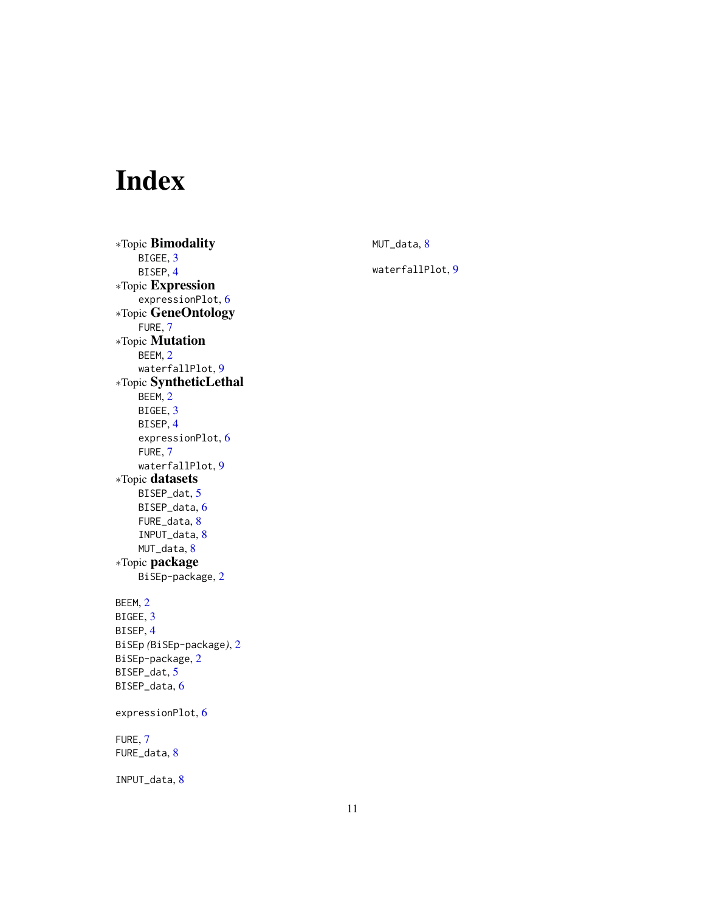# Index

∗Topic **Bimodality**
- BIGEE, 3
- BISEP, 4

∗Topic **Expression**
- expressionPlot, 6

∗Topic **GeneOntology**
- FURE, 7

∗Topic **Mutation**
- BEEM, 2
- waterfallPlot, 9

∗Topic **SyntheticLethal**
- BEEM, 2
- BIGEE, 3
- BISEP, 4
- expressionPlot, 6
- FURE, 7
- waterfallPlot, 9

∗Topic **datasets**
- BISEP_dat, 5
- BISEP_data, 6
- FURE_data, 8
- INPUT_data, 8
- MUT_data, 8

∗Topic **package**
- BiSEp-package, 2

BEEM, 2
BIGEE, 3
BISEP, 4
BiSEp *(*BiSEp-package*)*, 2
BiSEp-package, 2
BISEP_dat, 5
BISEP_data, 6

expressionPlot, 6

FURE, 7
FURE_data, 8

INPUT_data, 8

MUT_data, 8

waterfallPlot, 9